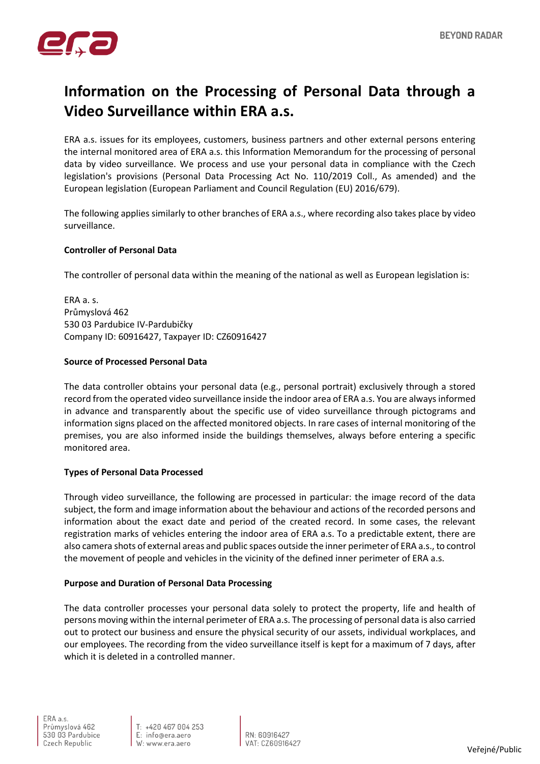# Information on the Processing of Personal Data through a Video Surveillance within ERA a.s.

ERA a.s. issues for its employees, customers, business partners and other external persons entering the internal monitored area of ERA a.s. this Information Memorandum for the processing of personal data by video surveillance. We process and use your personal data in compliance with the Czech legislation's provisions (Personal Data Processing Act No. 110/2019 Coll., As amended) and the European legislation (European Parliament and Council Regulation (EU) 2016/679).

The following applies similarly to other branches of ERA a.s., where recording also takes place by video surveillance.

**Controller of Personal Data**

The controller of personal data within the meaning of the national as well as European legislation is:

ERA a. s.
Průmyslová 462
530 03 Pardubice IV-Pardubičky
Company ID: 60916427, Taxpayer ID: CZ60916427

**Source of Processed Personal Data**

The data controller obtains your personal data (e.g., personal portrait) exclusively through a stored record from the operated video surveillance inside the indoor area of ERA a.s. You are always informed in advance and transparently about the specific use of video surveillance through pictograms and information signs placed on the affected monitored objects. In rare cases of internal monitoring of the premises, you are also informed inside the buildings themselves, always before entering a specific monitored area.

**Types of Personal Data Processed**

Through video surveillance, the following are processed in particular: the image record of the data subject, the form and image information about the behaviour and actions of the recorded persons and information about the exact date and period of the created record. In some cases, the relevant registration marks of vehicles entering the indoor area of ERA a.s. To a predictable extent, there are also camera shots of external areas and public spaces outside the inner perimeter of ERA a.s., to control the movement of people and vehicles in the vicinity of the defined inner perimeter of ERA a.s.

**Purpose and Duration of Personal Data Processing**

The data controller processes your personal data solely to protect the property, life and health of persons moving within the internal perimeter of ERA a.s. The processing of personal data is also carried out to protect our business and ensure the physical security of our assets, individual workplaces, and our employees. The recording from the video surveillance itself is kept for a maximum of 7 days, after which it is deleted in a controlled manner.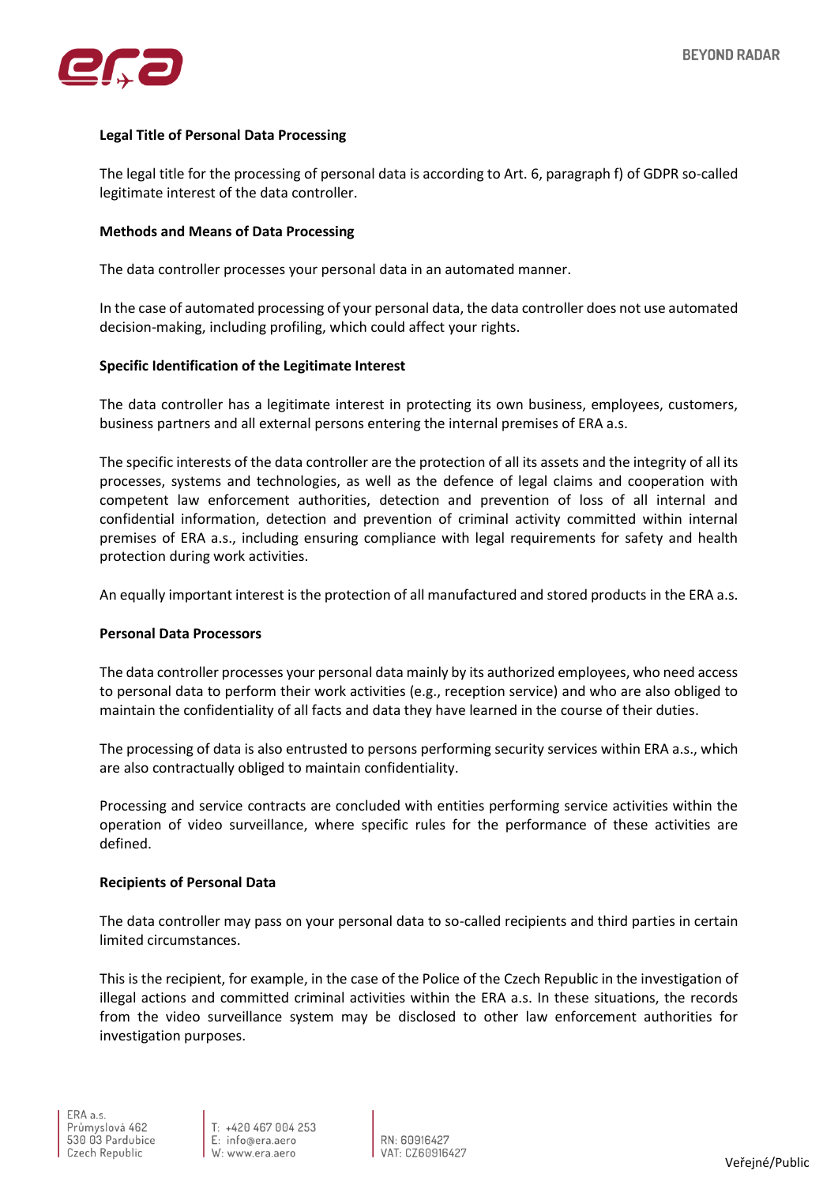**Legal Title of Personal Data Processing**

The legal title for the processing of personal data is according to Art. 6, paragraph f) of GDPR so-called legitimate interest of the data controller.

**Methods and Means of Data Processing**

The data controller processes your personal data in an automated manner.

In the case of automated processing of your personal data, the data controller does not use automated decision-making, including profiling, which could affect your rights.

**Specific Identification of the Legitimate Interest**

The data controller has a legitimate interest in protecting its own business, employees, customers, business partners and all external persons entering the internal premises of ERA a.s.

The specific interests of the data controller are the protection of all its assets and the integrity of all its processes, systems and technologies, as well as the defence of legal claims and cooperation with competent law enforcement authorities, detection and prevention of loss of all internal and confidential information, detection and prevention of criminal activity committed within internal premises of ERA a.s., including ensuring compliance with legal requirements for safety and health protection during work activities.

An equally important interest is the protection of all manufactured and stored products in the ERA a.s.

**Personal Data Processors**

The data controller processes your personal data mainly by its authorized employees, who need access to personal data to perform their work activities (e.g., reception service) and who are also obliged to maintain the confidentiality of all facts and data they have learned in the course of their duties.

The processing of data is also entrusted to persons performing security services within ERA a.s., which are also contractually obliged to maintain confidentiality.

Processing and service contracts are concluded with entities performing service activities within the operation of video surveillance, where specific rules for the performance of these activities are defined.

**Recipients of Personal Data**

The data controller may pass on your personal data to so-called recipients and third parties in certain limited circumstances.

This is the recipient, for example, in the case of the Police of the Czech Republic in the investigation of illegal actions and committed criminal activities within the ERA a.s. In these situations, the records from the video surveillance system may be disclosed to other law enforcement authorities for investigation purposes.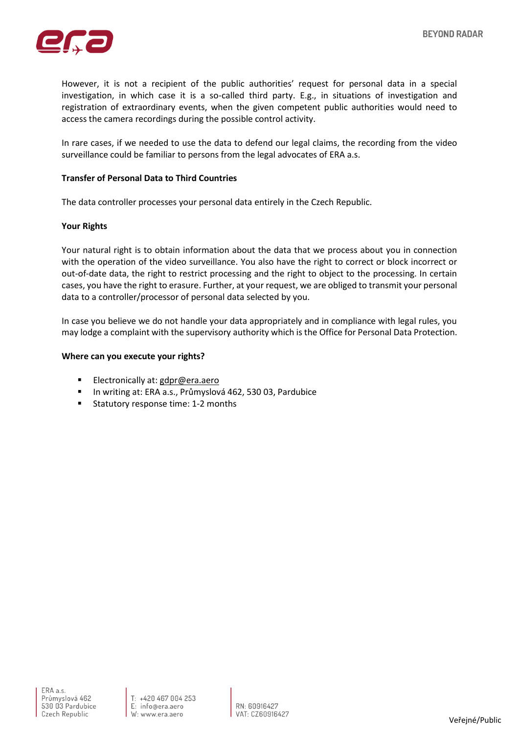However, it is not a recipient of the public authorities' request for personal data in a special investigation, in which case it is a so-called third party. E.g., in situations of investigation and registration of extraordinary events, when the given competent public authorities would need to access the camera recordings during the possible control activity.

In rare cases, if we needed to use the data to defend our legal claims, the recording from the video surveillance could be familiar to persons from the legal advocates of ERA a.s.

**Transfer of Personal Data to Third Countries**

The data controller processes your personal data entirely in the Czech Republic.

**Your Rights**

Your natural right is to obtain information about the data that we process about you in connection with the operation of the video surveillance. You also have the right to correct or block incorrect or out-of-date data, the right to restrict processing and the right to object to the processing. In certain cases, you have the right to erasure. Further, at your request, we are obliged to transmit your personal data to a controller/processor of personal data selected by you.

In case you believe we do not handle your data appropriately and in compliance with legal rules, you may lodge a complaint with the supervisory authority which is the Office for Personal Data Protection.

**Where can you execute your rights?**

- Electronically at: gdpr@era.aero
- In writing at: ERA a.s., Průmyslová 462, 530 03, Pardubice
- Statutory response time: 1-2 months